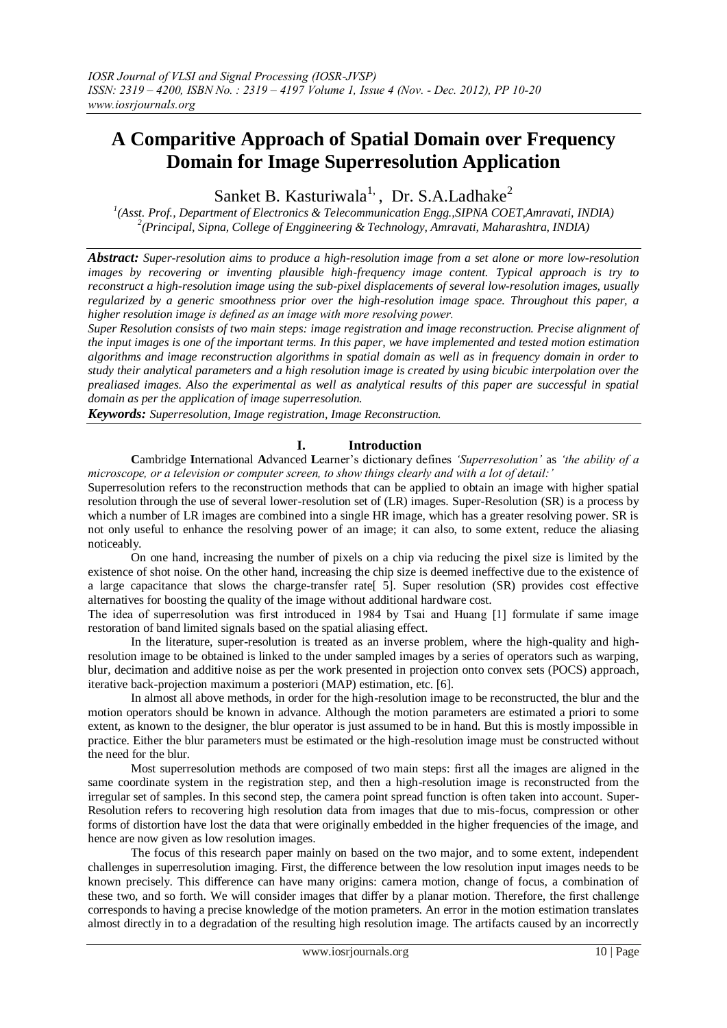# A Comparitive Approach of Spatial Domain over Frequency Domain for Image Superresolution Application

Sanket B. Kasturiwala[1], Dr. S.A.Ladhake[2]

[1](Asst. Prof., Department of Electronics & Telecommunication Engg.,SIPNA COET,Amravati, INDIA)
[2](Principal, Sipna, College of Enggineering & Technology, Amravati, Maharashtra, INDIA)

***Abstract:*** *Super-resolution aims to produce a high-resolution image from a set alone or more low-resolution images by recovering or inventing plausible high-frequency image content. Typical approach is try to reconstruct a high-resolution image using the sub-pixel displacements of several low-resolution images, usually regularized by a generic smoothness prior over the high-resolution image space. Throughout this paper, a higher resolution image is defined as an image with more resolving power.*

*Super Resolution consists of two main steps: image registration and image reconstruction. Precise alignment of the input images is one of the important terms. In this paper, we have implemented and tested motion estimation algorithms and image reconstruction algorithms in spatial domain as well as in frequency domain in order to study their analytical parameters and a high resolution image is created by using bicubic interpolation over the prealiased images. Also the experimental as well as analytical results of this paper are successful in spatial domain as per the application of image superresolution.*

***Keywords:*** *Superresolution, Image registration, Image Reconstruction.*

## I. Introduction

**C**ambridge **I**nternational **A**dvanced **L**earner's dictionary defines *'Superresolution'* as *'the ability of a microscope, or a television or computer screen, to show things clearly and with a lot of detail:'*

Superresolution refers to the reconstruction methods that can be applied to obtain an image with higher spatial resolution through the use of several lower-resolution set of (LR) images. Super-Resolution (SR) is a process by which a number of LR images are combined into a single HR image, which has a greater resolving power. SR is not only useful to enhance the resolving power of an image; it can also, to some extent, reduce the aliasing noticeably.

On one hand, increasing the number of pixels on a chip via reducing the pixel size is limited by the existence of shot noise. On the other hand, increasing the chip size is deemed ineffective due to the existence of a large capacitance that slows the charge-transfer rate[ 5]. Super resolution (SR) provides cost effective alternatives for boosting the quality of the image without additional hardware cost.

The idea of superresolution was first introduced in 1984 by Tsai and Huang [1] formulate if same image restoration of band limited signals based on the spatial aliasing effect.

In the literature, super-resolution is treated as an inverse problem, where the high-quality and high-resolution image to be obtained is linked to the under sampled images by a series of operators such as warping, blur, decimation and additive noise as per the work presented in projection onto convex sets (POCS) approach, iterative back-projection maximum a posteriori (MAP) estimation, etc. [6].

In almost all above methods, in order for the high-resolution image to be reconstructed, the blur and the motion operators should be known in advance. Although the motion parameters are estimated a priori to some extent, as known to the designer, the blur operator is just assumed to be in hand. But this is mostly impossible in practice. Either the blur parameters must be estimated or the high-resolution image must be constructed without the need for the blur.

Most superresolution methods are composed of two main steps: first all the images are aligned in the same coordinate system in the registration step, and then a high-resolution image is reconstructed from the irregular set of samples. In this second step, the camera point spread function is often taken into account. Super-Resolution refers to recovering high resolution data from images that due to mis-focus, compression or other forms of distortion have lost the data that were originally embedded in the higher frequencies of the image, and hence are now given as low resolution images.

The focus of this research paper mainly on based on the two major, and to some extent, independent challenges in superresolution imaging. First, the difference between the low resolution input images needs to be known precisely. This difference can have many origins: camera motion, change of focus, a combination of these two, and so forth. We will consider images that differ by a planar motion. Therefore, the first challenge corresponds to having a precise knowledge of the motion prameters. An error in the motion estimation translates almost directly in to a degradation of the resulting high resolution image. The artifacts caused by an incorrectly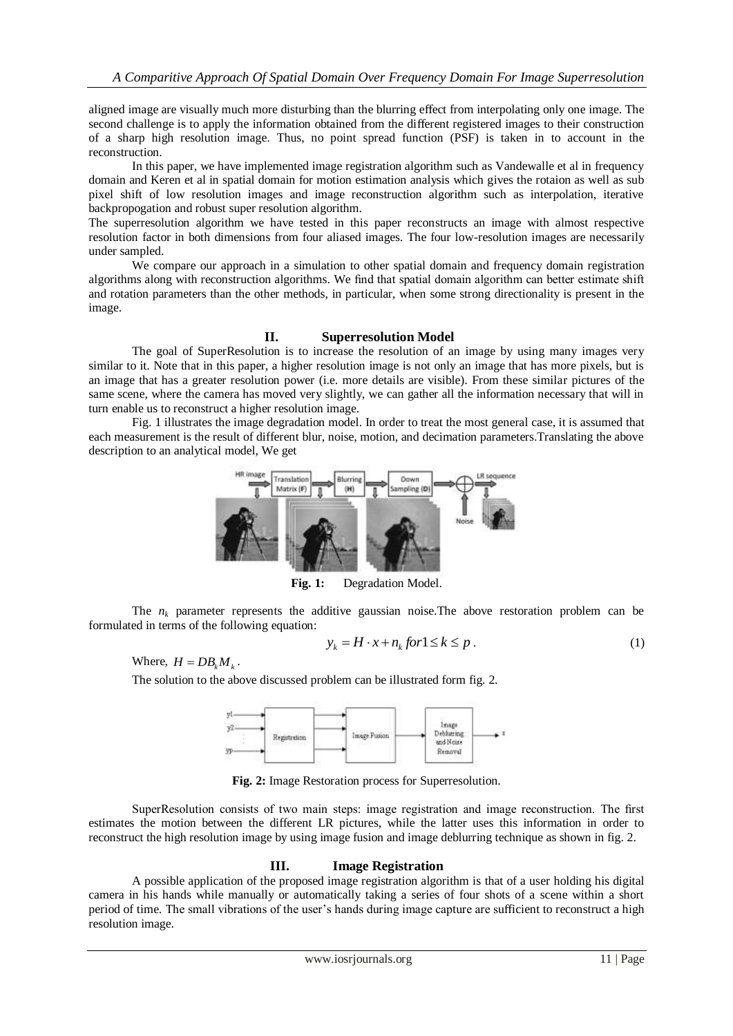aligned image are visually much more disturbing than the blurring effect from interpolating only one image. The second challenge is to apply the information obtained from the different registered images to their construction of a sharp high resolution image. Thus, no point spread function (PSF) is taken in to account in the reconstruction.

In this paper, we have implemented image registration algorithm such as Vandewalle et al in frequency domain and Keren et al in spatial domain for motion estimation analysis which gives the rotaion as well as sub pixel shift of low resolution images and image reconstruction algorithm such as interpolation, iterative backpropogation and robust super resolution algorithm.

The superresolution algorithm we have tested in this paper reconstructs an image with almost respective resolution factor in both dimensions from four aliased images. The four low-resolution images are necessarily under sampled.

We compare our approach in a simulation to other spatial domain and frequency domain registration algorithms along with reconstruction algorithms. We find that spatial domain algorithm can better estimate shift and rotation parameters than the other methods, in particular, when some strong directionality is present in the image.

## II. Superresolution Model

The goal of SuperResolution is to increase the resolution of an image by using many images very similar to it. Note that in this paper, a higher resolution image is not only an image that has more pixels, but is an image that has a greater resolution power (i.e. more details are visible). From these similar pictures of the same scene, where the camera has moved very slightly, we can gather all the information necessary that will in turn enable us to reconstruct a higher resolution image.

Fig. 1 illustrates the image degradation model. In order to treat the most general case, it is assumed that each measurement is the result of different blur, noise, motion, and decimation parameters.Translating the above description to an analytical model, We get

**Fig. 1:** Degradation Model.

The $n_k$ parameter represents the additive gaussian noise.The above restoration problem can be formulated in terms of the following equation:

$$y_k = H \cdot x + n_k \; for 1 \le k \le p \, . \tag{1}$$

Where, $H = DB_k M_k$.

The solution to the above discussed problem can be illustrated form fig. 2.

**Fig. 2:** Image Restoration process for Superresolution.

SuperResolution consists of two main steps: image registration and image reconstruction. The first estimates the motion between the different LR pictures, while the latter uses this information in order to reconstruct the high resolution image by using image fusion and image deblurring technique as shown in fig. 2.

## III. Image Registration

A possible application of the proposed image registration algorithm is that of a user holding his digital camera in his hands while manually or automatically taking a series of four shots of a scene within a short period of time. The small vibrations of the user's hands during image capture are sufficient to reconstruct a high resolution image.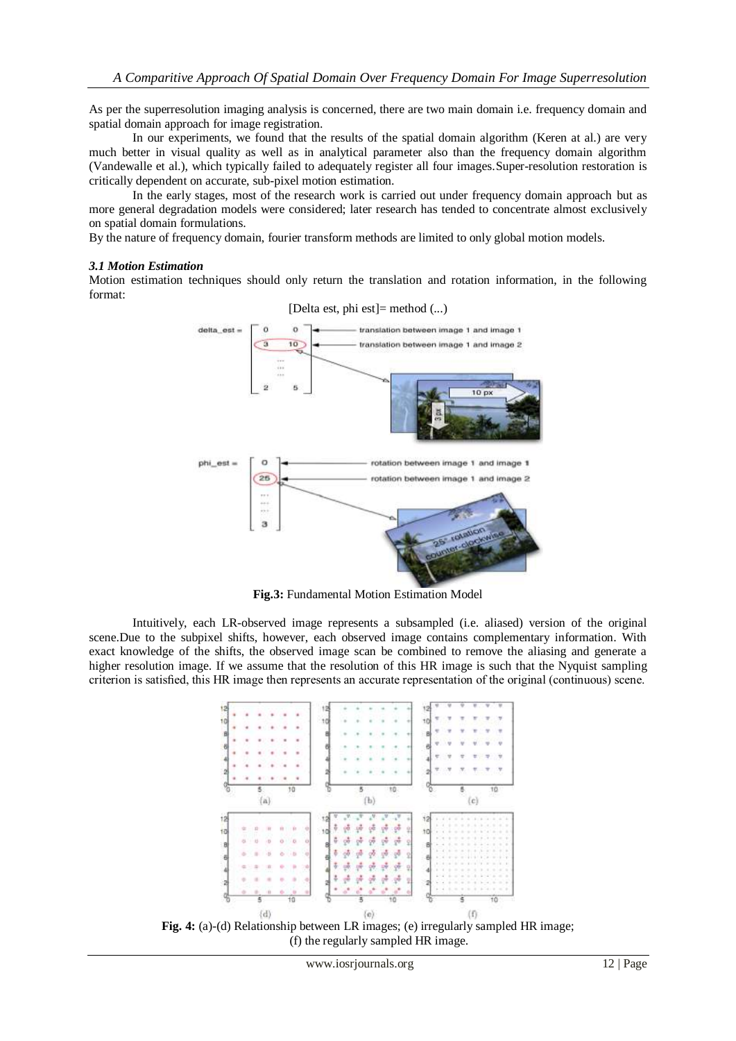As per the superresolution imaging analysis is concerned, there are two main domain i.e. frequency domain and spatial domain approach for image registration.

In our experiments, we found that the results of the spatial domain algorithm (Keren at al.) are very much better in visual quality as well as in analytical parameter also than the frequency domain algorithm (Vandewalle et al.), which typically failed to adequately register all four images.Super-resolution restoration is critically dependent on accurate, sub-pixel motion estimation.

In the early stages, most of the research work is carried out under frequency domain approach but as more general degradation models were considered; later research has tended to concentrate almost exclusively on spatial domain formulations.

By the nature of frequency domain, fourier transform methods are limited to only global motion models.

### *3.1 Motion Estimation*

Motion estimation techniques should only return the translation and rotation information, in the following format:

[Delta est, phi est]= method (...)

**Fig.3:** Fundamental Motion Estimation Model

Intuitively, each LR-observed image represents a subsampled (i.e. aliased) version of the original scene.Due to the subpixel shifts, however, each observed image contains complementary information. With exact knowledge of the shifts, the observed image scan be combined to remove the aliasing and generate a higher resolution image. If we assume that the resolution of this HR image is such that the Nyquist sampling criterion is satisfied, this HR image then represents an accurate representation of the original (continuous) scene.

**Fig. 4:** (a)-(d) Relationship between LR images; (e) irregularly sampled HR image; (f) the regularly sampled HR image.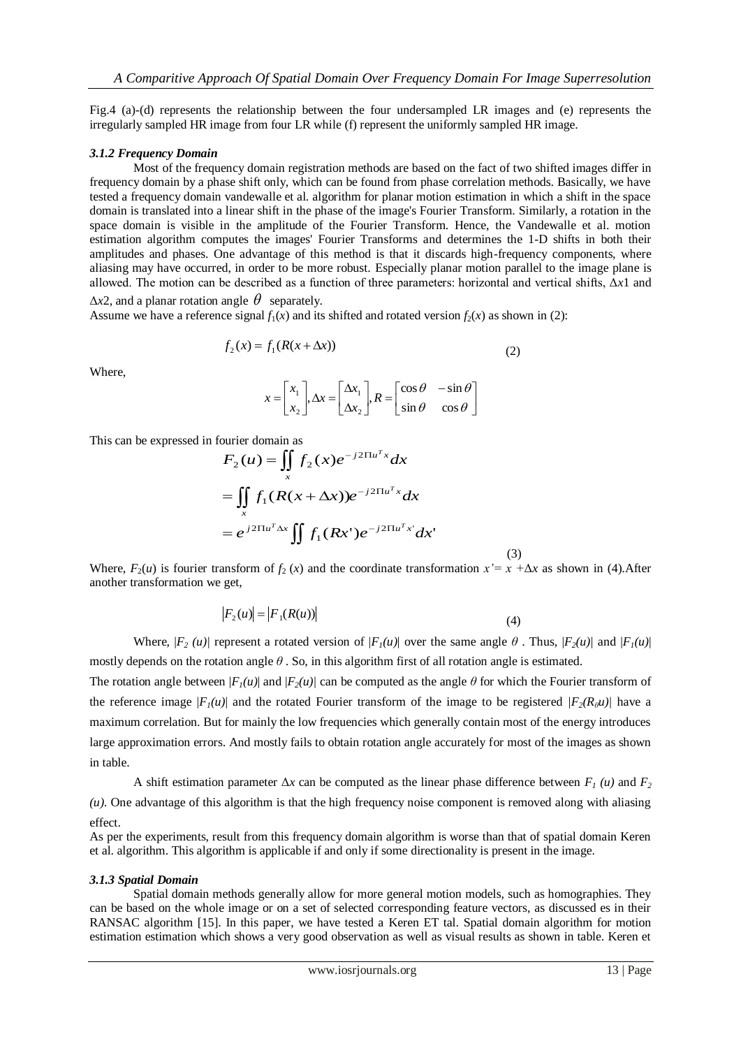Fig.4 (a)-(d) represents the relationship between the four undersampled LR images and (e) represents the irregularly sampled HR image from four LR while (f) represent the uniformly sampled HR image.

#### *3.1.2 Frequency Domain*

Most of the frequency domain registration methods are based on the fact of two shifted images differ in frequency domain by a phase shift only, which can be found from phase correlation methods. Basically, we have tested a frequency domain vandewalle et al. algorithm for planar motion estimation in which a shift in the space domain is translated into a linear shift in the phase of the image's Fourier Transform. Similarly, a rotation in the space domain is visible in the amplitude of the Fourier Transform. Hence, the Vandewalle et al. motion estimation algorithm computes the images' Fourier Transforms and determines the 1-D shifts in both their amplitudes and phases. One advantage of this method is that it discards high-frequency components, where aliasing may have occurred, in order to be more robust. Especially planar motion parallel to the image plane is allowed. The motion can be described as a function of three parameters: horizontal and vertical shifts, $\Delta x1$ and $\Delta x2$, and a planar rotation angle $\theta$ separately.

Assume we have a reference signal $f_1(x)$ and its shifted and rotated version $f_2(x)$ as shown in (2):

$$f_2(x) = f_1(R(x + \Delta x)) \tag{2}$$

Where,

$$x = \begin{bmatrix} x_1 \\ x_2 \end{bmatrix}, \Delta x = \begin{bmatrix} \Delta x_1 \\ \Delta x_2 \end{bmatrix}, R = \begin{bmatrix} \cos\theta & -\sin\theta \\ \sin\theta & \cos\theta \end{bmatrix}$$

This can be expressed in fourier domain as

$$\begin{aligned} F_2(u) &= \iint_x f_2(x) e^{-j2\Pi u^T x} dx \\ &= \iint_x f_1(R(x+\Delta x)) e^{-j2\Pi u^T x} dx \\ &= e^{j2\Pi u^T \Delta x} \iint f_1(Rx') e^{-j2\Pi u^T x'} dx' \end{aligned} \tag{3}$$

Where, $F_2(u)$ is fourier transform of $f_2(x)$ and the coordinate transformation $x' = x + \Delta x$ as shown in (4).After another transformation we get,

$$|F_2(u)| = |F_1(R(u))| \tag{4}$$

Where, $|F_2(u)|$ represent a rotated version of $|F_1(u)|$ over the same angle $\theta$. Thus, $|F_2(u)|$ and $|F_1(u)|$ mostly depends on the rotation angle $\theta$. So, in this algorithm first of all rotation angle is estimated.

The rotation angle between $|F_1(u)|$ and $|F_2(u)|$ can be computed as the angle $\theta$ for which the Fourier transform of the reference image $|F_1(u)|$ and the rotated Fourier transform of the image to be registered $|F_2(R_\theta u)|$ have a maximum correlation. But for mainly the low frequencies which generally contain most of the energy introduces large approximation errors. And mostly fails to obtain rotation angle accurately for most of the images as shown in table.

A shift estimation parameter $\Delta x$ can be computed as the linear phase difference between $F_1(u)$ and $F_2(u)$. One advantage of this algorithm is that the high frequency noise component is removed along with aliasing effect.

As per the experiments, result from this frequency domain algorithm is worse than that of spatial domain Keren et al. algorithm. This algorithm is applicable if and only if some directionality is present in the image.

#### *3.1.3 Spatial Domain*

Spatial domain methods generally allow for more general motion models, such as homographies. They can be based on the whole image or on a set of selected corresponding feature vectors, as discussed es in their RANSAC algorithm [15]. In this paper, we have tested a Keren ET tal. Spatial domain algorithm for motion estimation estimation which shows a very good observation as well as visual results as shown in table. Keren et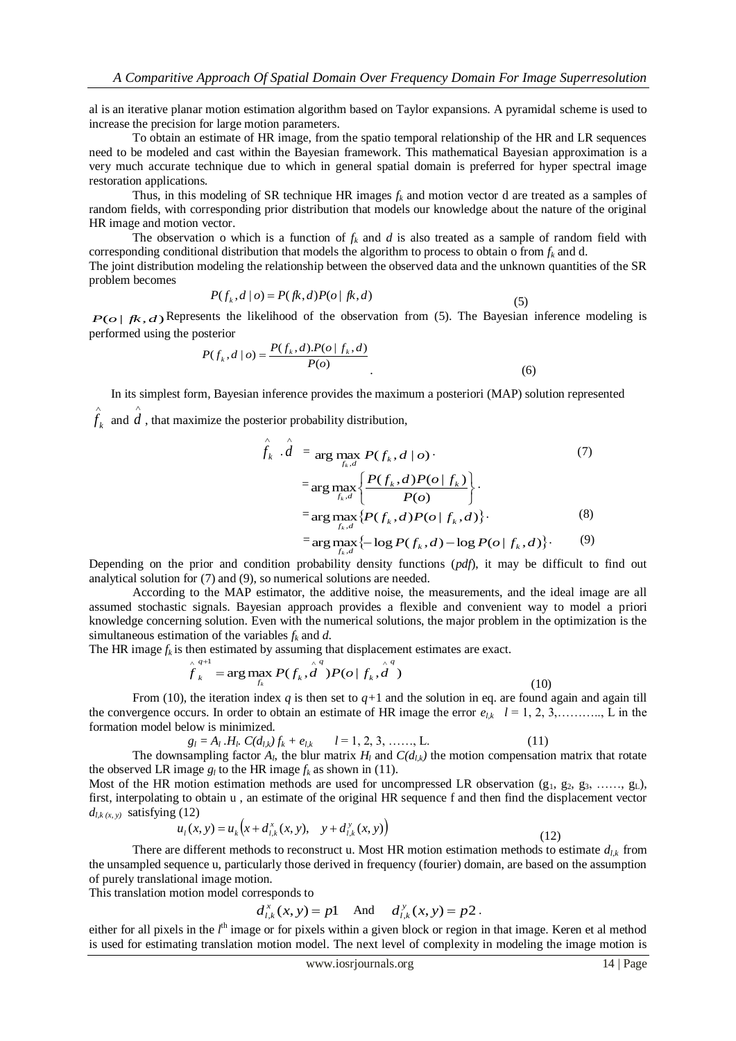al is an iterative planar motion estimation algorithm based on Taylor expansions. A pyramidal scheme is used to increase the precision for large motion parameters.

To obtain an estimate of HR image, from the spatio temporal relationship of the HR and LR sequences need to be modeled and cast within the Bayesian framework. This mathematical Bayesian approximation is a very much accurate technique due to which in general spatial domain is preferred for hyper spectral image restoration applications.

Thus, in this modeling of SR technique HR images $f_k$ and motion vector d are treated as a samples of random fields, with corresponding prior distribution that models our knowledge about the nature of the original HR image and motion vector.

The observation o which is a function of $f_k$ and $d$ is also treated as a sample of random field with corresponding conditional distribution that models the algorithm to process to obtain o from $f_k$ and d.

The joint distribution modeling the relationship between the observed data and the unknown quantities of the SR problem becomes

$$P(f_k, d \mid o) = P(fk, d) P(o \mid fk, d) \tag{5}$$

$P(o \mid fk, d)$ Represents the likelihood of the observation from (5). The Bayesian inference modeling is performed using the posterior

$$P(f_k, d \mid o) = \frac{P(f_k, d).P(o \mid f_k, d)}{P(o)}. \tag{6}$$

In its simplest form, Bayesian inference provides the maximum a posteriori (MAP) solution represented $\hat{f}_k$ and $\hat{d}$, that maximize the posterior probability distribution,

$$\hat{f}_k \,.\, \hat{d} = \arg\max_{f_k, d} P(f_k, d \mid o) \cdot \tag{7}$$

$$= \arg\max_{f_k, d} \left\{ \frac{P(f_k, d) P(o \mid f_k)}{P(o)} \right\}.$$

$$= \arg\max_{f_k, d} \left\{ P(f_k, d) P(o \mid f_k, d) \right\} \cdot \tag{8}$$

$$= \arg\max_{f_k, d} \left\{ -\log P(f_k, d) - \log P(o \mid f_k, d) \right\} \cdot \tag{9}$$

Depending on the prior and condition probability density functions (*pdf*), it may be difficult to find out analytical solution for (7) and (9), so numerical solutions are needed.

According to the MAP estimator, the additive noise, the measurements, and the ideal image are all assumed stochastic signals. Bayesian approach provides a flexible and convenient way to model a priori knowledge concerning solution. Even with the numerical solutions, the major problem in the optimization is the simultaneous estimation of the variables $f_k$ and $d$.

The HR image $f_k$ is then estimated by assuming that displacement estimates are exact.

$$\hat{f}_k^{\,q+1} = \arg\max_{f_k} P(f_k, \hat{d}^{\,q}) P(o \mid f_k, \hat{d}^{\,q}) \tag{10}$$

From (10), the iteration index $q$ is then set to $q$+1 and the solution in eq. are found again and again till the convergence occurs. In order to obtain an estimate of HR image the error $e_{l,k}$ $\quad l = 1, 2, 3, \ldots, L$ in the formation model below is minimized.

$$g_l = A_l \,.\, H_l .\, C(d_{l,k})\, f_k + e_{l,k} \qquad l = 1, 2, 3, \ldots, L. \tag{11}$$

The downsampling factor $A_l$, the blur matrix $H_l$ and $C(d_{l,k})$ the motion compensation matrix that rotate the observed LR image $g_l$ to the HR image $f_k$ as shown in (11).

Most of the HR motion estimation methods are used for uncompressed LR observation ($g_1, g_2, g_3, \ldots, g_L$), first, interpolating to obtain u , an estimate of the original HR sequence f and then find the displacement vector $d_{l,k\,(x,y)}$ satisfying (12)

$$u_l(x, y) = u_k\left(x + d_{l,k}^{x}(x, y), \quad y + d_{l,k}^{y}(x, y)\right) \tag{12}$$

There are different methods to reconstruct u. Most HR motion estimation methods to estimate $d_{l,k}$ from the unsampled sequence u, particularly those derived in frequency (fourier) domain, are based on the assumption of purely translational image motion.

This translation motion model corresponds to

$$d_{l,k}^{x}(x, y) = p1 \quad \text{And} \quad d_{l,k}^{y}(x, y) = p2 \,.$$

either for all pixels in the $l^{th}$ image or for pixels within a given block or region in that image. Keren et al method is used for estimating translation motion model. The next level of complexity in modeling the image motion is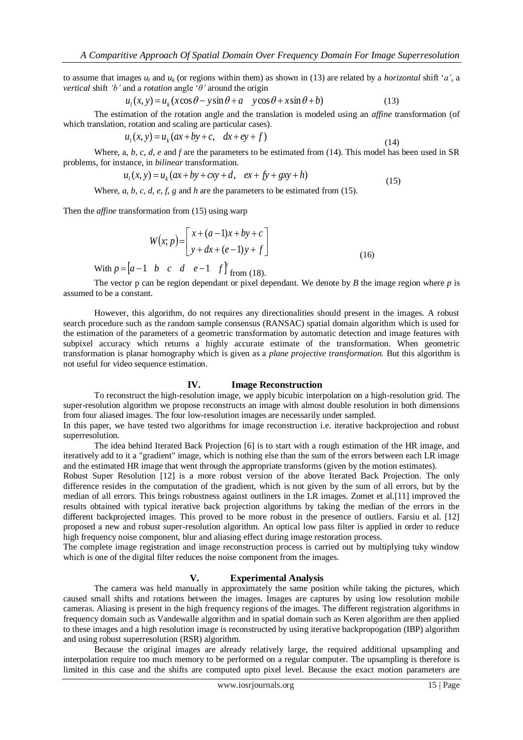to assume that images $u_l$ and $u_k$ (or regions within them) as shown in (13) are related by a *horizontal* shift '*a*', a *vertical* shift *'b'* and a *rotation* angle '*θ*' around the origin

$$u_l(x,y) = u_k(x\cos\theta - y\sin\theta + a \quad y\cos\theta + x\sin\theta + b) \tag{13}$$

The estimation of the rotation angle and the translation is modeled using an *affine* transformation (of which translation, rotation and scaling are particular cases).

$$u_l(x,y) = u_k(ax + by + c, \quad dx + ey + f) \tag{14}$$

Where, a, *b, c, d, e* and *f* are the parameters to be estimated from (14). This model has been used in SR problems, for instance, in *bilinear* transformation.

$$u_l(x,y) = u_k(ax + by + cxy + d, \quad ex + fy + gxy + h) \tag{15}$$

Where, *a, b, c, d, e, f, g* and *h* are the parameters to be estimated from (15).

Then the *affine* transformation from (15) using warp

$$W(x;p) = \begin{bmatrix} x + (a-1)x + by + c \\ y + dx + (e-1)y + f \end{bmatrix} \tag{16}$$

With $p = \begin{bmatrix} a-1 & b & c & d & e-1 & f \end{bmatrix}^t$ from (18).

The vector p can be region dependant or pixel dependant. We denote by *B* the image region where *p* is assumed to be a constant.

However, this algorithm, do not requires any directionalities should present in the images. A robust search procedure such as the random sample consensus (RANSAC) spatial domain algorithm which is used for the estimation of the parameters of a geometric transformation by automatic detection and image features with subpixel accuracy which returns a highly accurate estimate of the transformation. When geometric transformation is planar homography which is given as a *plane projective transformation.* But this algorithm is not useful for video sequence estimation.

## IV. Image Reconstruction

To reconstruct the high-resolution image, we apply bicubic interpolation on a high-resolution grid. The super-resolution algorithm we propose reconstructs an image with almost double resolution in both dimensions from four aliased images. The four low-resolution images are necessarily under sampled.

In this paper, we have tested two algorithms for image reconstruction i.e. iterative backprojection and robust superresolution.

The idea behind Iterated Back Projection [6] is to start with a rough estimation of the HR image, and iteratively add to it a "gradient" image, which is nothing else than the sum of the errors between each LR image and the estimated HR image that went through the appropriate transforms (given by the motion estimates).

Robust Super Resolution [12] is a more robust version of the above Iterated Back Projection. The only difference resides in the computation of the gradient, which is not given by the sum of all errors, but by the median of all errors. This brings robustness against outliners in the LR images. Zomet et al.[11] improved the results obtained with typical iterative back projection algorithms by taking the median of the errors in the different backprojected images. This proved to be more robust in the presence of outliers. Farsiu et al. [12] proposed a new and robust super-resolution algorithm. An optical low pass filter is applied in order to reduce high frequency noise component, blur and aliasing effect during image restoration process.

The complete image registration and image reconstruction process is carried out by multiplying tuky window which is one of the digital filter reduces the noise component from the images.

## V. Experimental Analysis

The camera was held manually in approximately the same position while taking the pictures, which caused small shifts and rotations between the images. Images are captures by using low resolution mobile cameras. Aliasing is present in the high frequency regions of the images. The different registration algorithms in frequency domain such as Vandewalle algorithm and in spatial domain such as Keren algorithm are then applied to these images and a high resolution image is reconstructed by using iterative backpropogation (IBP) algorithm and using robust superresolution (RSR) algorithm.

Because the original images are already relatively large, the required additional upsampling and interpolation require too much memory to be performed on a regular computer. The upsampling is therefore is limited in this case and the shifts are computed upto pixel level. Because the exact motion parameters are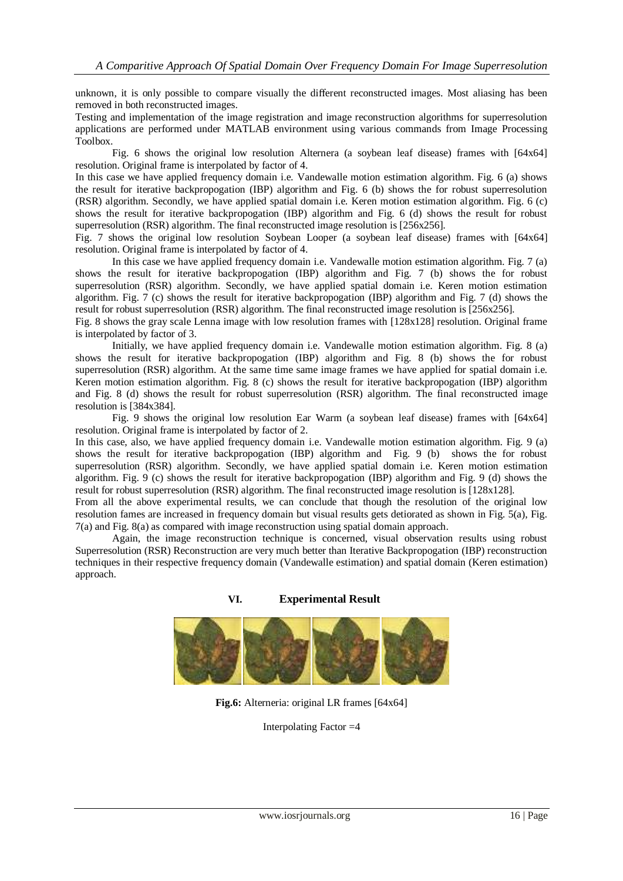unknown, it is only possible to compare visually the different reconstructed images. Most aliasing has been removed in both reconstructed images.

Testing and implementation of the image registration and image reconstruction algorithms for superresolution applications are performed under MATLAB environment using various commands from Image Processing Toolbox.

Fig. 6 shows the original low resolution Alternera (a soybean leaf disease) frames with [64x64] resolution. Original frame is interpolated by factor of 4.

In this case we have applied frequency domain i.e. Vandewalle motion estimation algorithm. Fig. 6 (a) shows the result for iterative backpropogation (IBP) algorithm and Fig. 6 (b) shows the for robust superresolution (RSR) algorithm. Secondly, we have applied spatial domain i.e. Keren motion estimation algorithm. Fig. 6 (c) shows the result for iterative backpropogation (IBP) algorithm and Fig. 6 (d) shows the result for robust superresolution (RSR) algorithm. The final reconstructed image resolution is [256x256].

Fig. 7 shows the original low resolution Soybean Looper (a soybean leaf disease) frames with [64x64] resolution. Original frame is interpolated by factor of 4.

In this case we have applied frequency domain i.e. Vandewalle motion estimation algorithm. Fig. 7 (a) shows the result for iterative backpropogation (IBP) algorithm and Fig. 7 (b) shows the for robust superresolution (RSR) algorithm. Secondly, we have applied spatial domain i.e. Keren motion estimation algorithm. Fig. 7 (c) shows the result for iterative backpropogation (IBP) algorithm and Fig. 7 (d) shows the result for robust superresolution (RSR) algorithm. The final reconstructed image resolution is [256x256].

Fig. 8 shows the gray scale Lenna image with low resolution frames with [128x128] resolution. Original frame is interpolated by factor of 3.

Initially, we have applied frequency domain i.e. Vandewalle motion estimation algorithm. Fig. 8 (a) shows the result for iterative backpropogation (IBP) algorithm and Fig. 8 (b) shows the for robust superresolution (RSR) algorithm. At the same time same image frames we have applied for spatial domain i.e. Keren motion estimation algorithm. Fig. 8 (c) shows the result for iterative backpropogation (IBP) algorithm and Fig. 8 (d) shows the result for robust superresolution (RSR) algorithm. The final reconstructed image resolution is [384x384].

Fig. 9 shows the original low resolution Ear Warm (a soybean leaf disease) frames with [64x64] resolution. Original frame is interpolated by factor of 2.

In this case, also, we have applied frequency domain i.e. Vandewalle motion estimation algorithm. Fig. 9 (a) shows the result for iterative backpropogation (IBP) algorithm and Fig. 9 (b) shows the for robust superresolution (RSR) algorithm. Secondly, we have applied spatial domain i.e. Keren motion estimation algorithm. Fig. 9 (c) shows the result for iterative backpropogation (IBP) algorithm and Fig. 9 (d) shows the result for robust superresolution (RSR) algorithm. The final reconstructed image resolution is [128x128].

From all the above experimental results, we can conclude that though the resolution of the original low resolution fames are increased in frequency domain but visual results gets detiorated as shown in Fig. 5(a), Fig. 7(a) and Fig. 8(a) as compared with image reconstruction using spatial domain approach.

Again, the image reconstruction technique is concerned, visual observation results using robust Superresolution (RSR) Reconstruction are very much better than Iterative Backpropogation (IBP) reconstruction techniques in their respective frequency domain (Vandewalle estimation) and spatial domain (Keren estimation) approach.

## VI. Experimental Result

**Fig.6:** Alterneria: original LR frames [64x64]

Interpolating Factor =4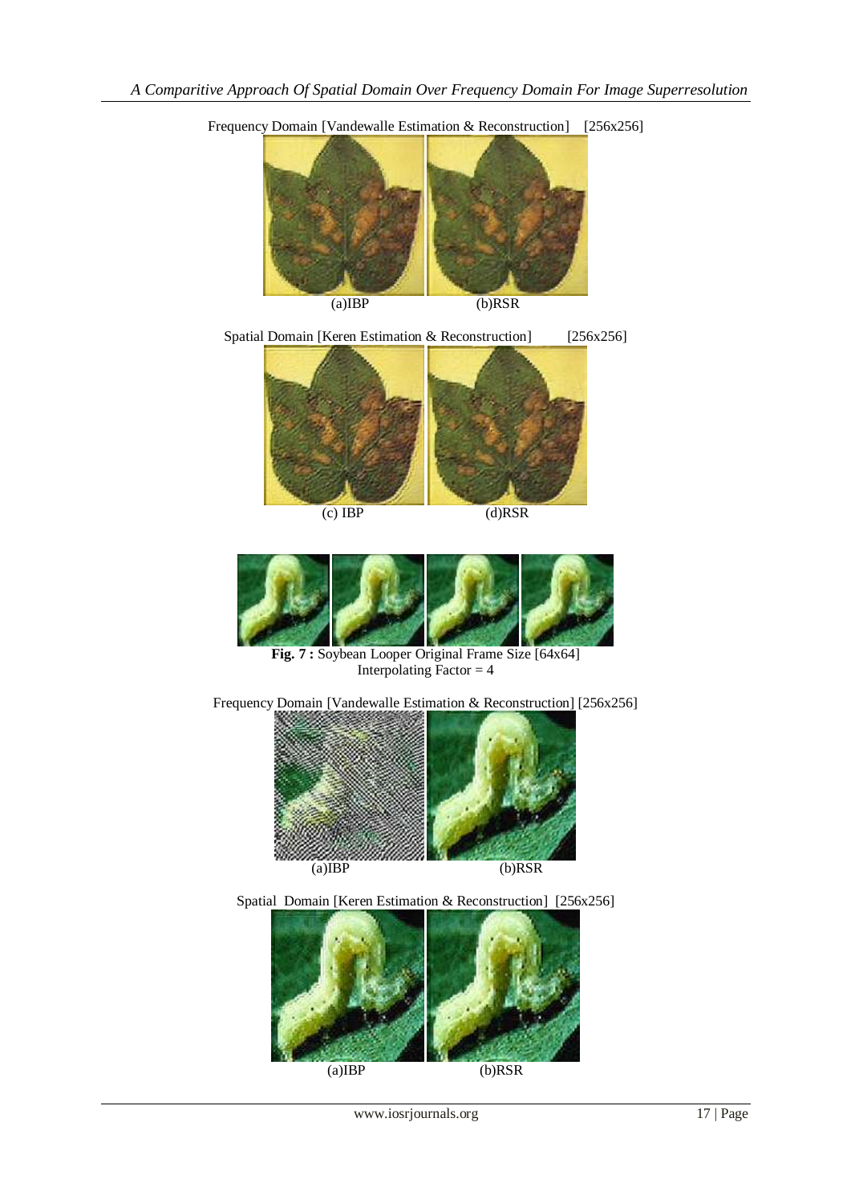Frequency Domain [Vandewalle Estimation & Reconstruction] [256x256]

(a)IBP (b)RSR

Spatial Domain [Keren Estimation & Reconstruction] [256x256]

(c) IBP (d)RSR

**Fig. 7 :** Soybean Looper Original Frame Size [64x64]
Interpolating Factor = 4

Frequency Domain [Vandewalle Estimation & Reconstruction] [256x256]

(a)IBP (b)RSR

Spatial Domain [Keren Estimation & Reconstruction] [256x256]

(a)IBP (b)RSR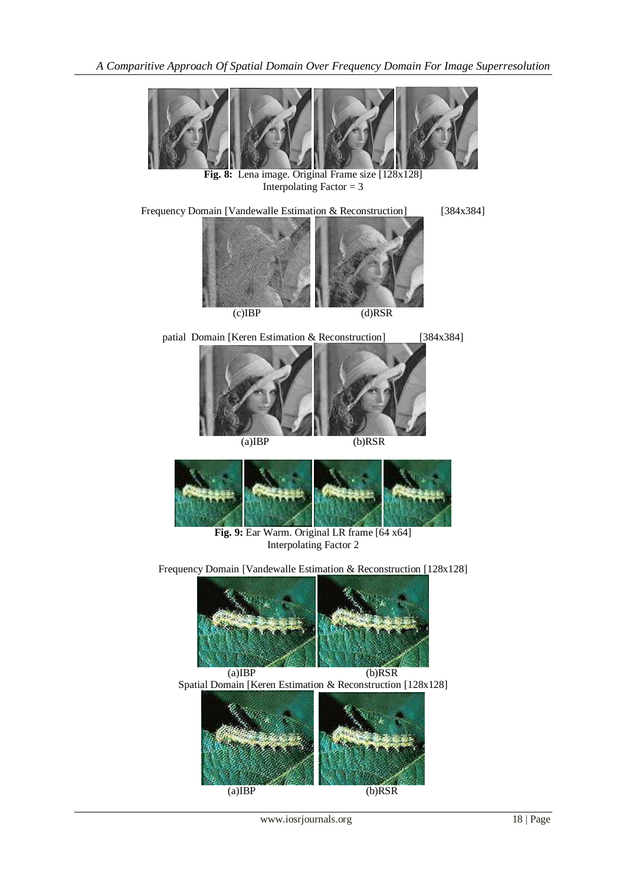**Fig. 8:** Lena image. Original Frame size [128x128]
Interpolating Factor = 3

Frequency Domain [Vandewalle Estimation & Reconstruction] [384x384]

(c)IBP (d)RSR

patial Domain [Keren Estimation & Reconstruction] [384x384]

(a)IBP (b)RSR

**Fig. 9:** Ear Warm. Original LR frame [64 x64]
Interpolating Factor 2

Frequency Domain [Vandewalle Estimation & Reconstruction [128x128]

(a)IBP (b)RSR

Spatial Domain [Keren Estimation & Reconstruction [128x128]

(a)IBP (b)RSR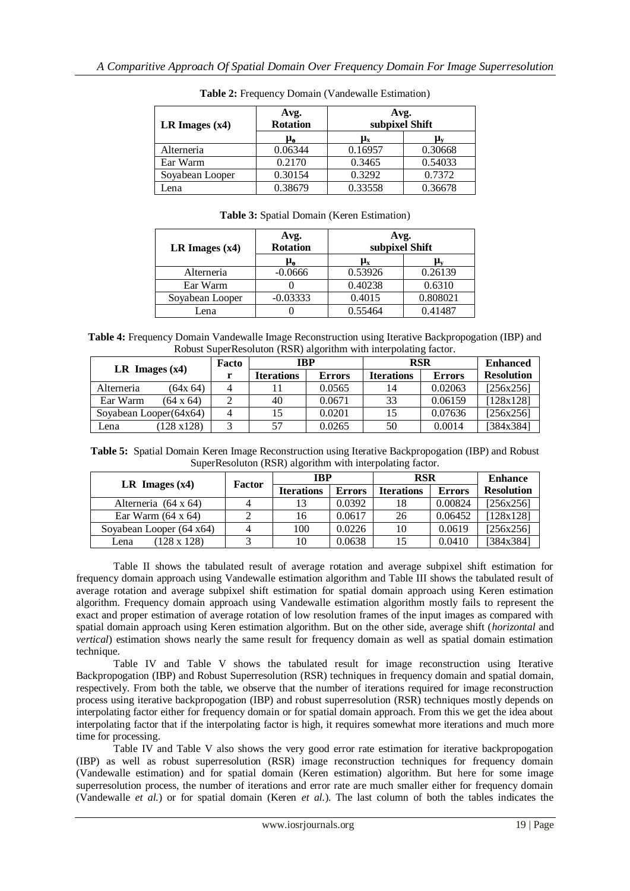**Table 2:** Frequency Domain (Vandewalle Estimation)

| LR Images (x4) | Avg. Rotation | Avg. subpixel Shift | |
|---|---|---|---|
| | $\mu_\theta$ | $\mu_x$ | $\mu_y$ |
| Alterneria | 0.06344 | 0.16957 | 0.30668 |
| Ear Warm | 0.2170 | 0.3465 | 0.54033 |
| Soyabean Looper | 0.30154 | 0.3292 | 0.7372 |
| Lena | 0.38679 | 0.33558 | 0.36678 |

**Table 3:** Spatial Domain (Keren Estimation)

| LR Images (x4) | Avg. Rotation | Avg. subpixel Shift | |
|---|---|---|---|
| | $\mu_\theta$ | $\mu_x$ | $\mu_y$ |
| Alterneria | -0.0666 | 0.53926 | 0.26139 |
| Ear Warm | 0 | 0.40238 | 0.6310 |
| Soyabean Looper | -0.03333 | 0.4015 | 0.808021 |
| Lena | 0 | 0.55464 | 0.41487 |

**Table 4:** Frequency Domain Vandewalle Image Reconstruction using Iterative Backpropogation (IBP) and Robust SuperResoluton (RSR) algorithm with interpolating factor.

| LR Images (x4) | Factor | IBP | | RSR | | Enhanced Resolution |
|---|---|---|---|---|---|---|
| | | Iterations | Errors | Iterations | Errors | |
| Alterneria (64x 64) | 4 | 11 | 0.0565 | 14 | 0.02063 | [256x256] |
| Ear Warm (64 x 64) | 2 | 40 | 0.0671 | 33 | 0.06159 | [128x128] |
| Soyabean Looper(64x64) | 4 | 15 | 0.0201 | 15 | 0.07636 | [256x256] |
| Lena (128 x128) | 3 | 57 | 0.0265 | 50 | 0.0014 | [384x384] |

**Table 5:** Spatial Domain Keren Image Reconstruction using Iterative Backpropogation (IBP) and Robust SuperResoluton (RSR) algorithm with interpolating factor.

| LR Images (x4) | Factor | IBP | | RSR | | Enhance Resolution |
|---|---|---|---|---|---|---|
| | | Iterations | Errors | Iterations | Errors | |
| Alterneria (64 x 64) | 4 | 13 | 0.0392 | 18 | 0.00824 | [256x256] |
| Ear Warm (64 x 64) | 2 | 16 | 0.0617 | 26 | 0.06452 | [128x128] |
| Soyabean Looper (64 x64) | 4 | 100 | 0.0226 | 10 | 0.0619 | [256x256] |
| Lena (128 x 128) | 3 | 10 | 0.0638 | 15 | 0.0410 | [384x384] |

Table II shows the tabulated result of average rotation and average subpixel shift estimation for frequency domain approach using Vandewalle estimation algorithm and Table III shows the tabulated result of average rotation and average subpixel shift estimation for spatial domain approach using Keren estimation algorithm. Frequency domain approach using Vandewalle estimation algorithm mostly fails to represent the exact and proper estimation of average rotation of low resolution frames of the input images as compared with spatial domain approach using Keren estimation algorithm. But on the other side, average shift (*horizontal* and *vertical*) estimation shows nearly the same result for frequency domain as well as spatial domain estimation technique.

Table IV and Table V shows the tabulated result for image reconstruction using Iterative Backpropogation (IBP) and Robust Superresolution (RSR) techniques in frequency domain and spatial domain, respectively. From both the table, we observe that the number of iterations required for image reconstruction process using iterative backpropogation (IBP) and robust superresolution (RSR) techniques mostly depends on interpolating factor either for frequency domain or for spatial domain approach. From this we get the idea about interpolating factor that if the interpolating factor is high, it requires somewhat more iterations and much more time for processing.

Table IV and Table V also shows the very good error rate estimation for iterative backpropogation (IBP) as well as robust superresolution (RSR) image reconstruction techniques for frequency domain (Vandewalle estimation) and for spatial domain (Keren estimation) algorithm. But here for some image superresolution process, the number of iterations and error rate are much smaller either for frequency domain (Vandewalle *et al.*) or for spatial domain (Keren *et al.*). The last column of both the tables indicates the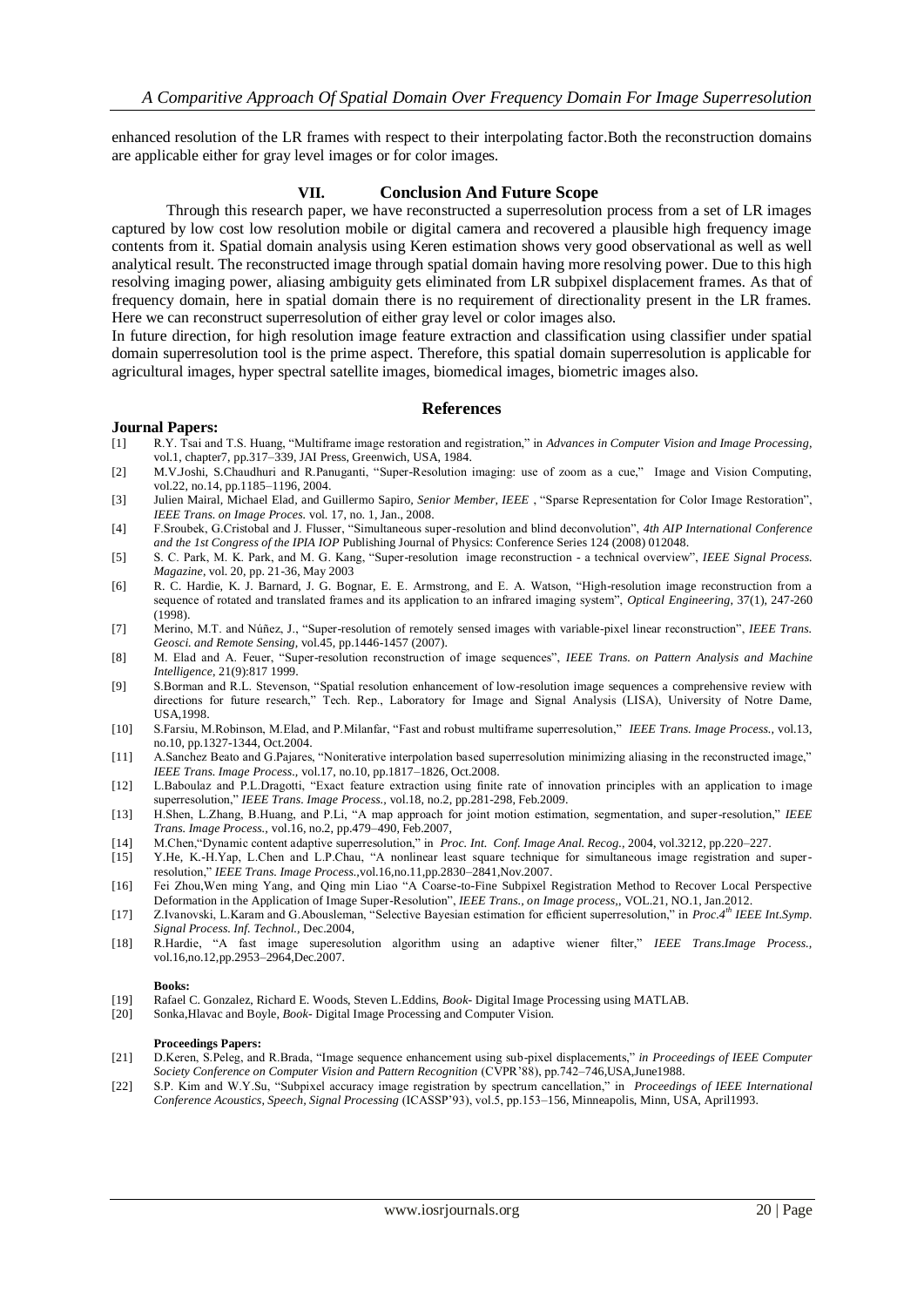enhanced resolution of the LR frames with respect to their interpolating factor.Both the reconstruction domains are applicable either for gray level images or for color images.

## VII. Conclusion And Future Scope

Through this research paper, we have reconstructed a superresolution process from a set of LR images captured by low cost low resolution mobile or digital camera and recovered a plausible high frequency image contents from it. Spatial domain analysis using Keren estimation shows very good observational as well as well analytical result. The reconstructed image through spatial domain having more resolving power. Due to this high resolving imaging power, aliasing ambiguity gets eliminated from LR subpixel displacement frames. As that of frequency domain, here in spatial domain there is no requirement of directionality present in the LR frames. Here we can reconstruct superresolution of either gray level or color images also.

In future direction, for high resolution image feature extraction and classification using classifier under spatial domain superresolution tool is the prime aspect. Therefore, this spatial domain superresolution is applicable for agricultural images, hyper spectral satellite images, biomedical images, biometric images also.

## References

**Journal Papers:**

[1] R.Y. Tsai and T.S. Huang, "Multiframe image restoration and registration," in *Advances in Computer Vision and Image Processing*, vol.1, chapter7, pp.317–339, JAI Press, Greenwich, USA, 1984.

[2] M.V.Joshi, S.Chaudhuri and R.Panuganti, "Super-Resolution imaging: use of zoom as a cue," Image and Vision Computing, vol.22, no.14, pp.1185–1196, 2004.

[3] Julien Mairal, Michael Elad, and Guillermo Sapiro, *Senior Member, IEEE* , "Sparse Representation for Color Image Restoration", *IEEE Trans. on Image Proces.* vol. 17, no. 1, Jan., 2008.

[4] F.Sroubek, G.Cristobal and J. Flusser, "Simultaneous super-resolution and blind deconvolution", *4th AIP International Conference and the 1st Congress of the IPIA IOP* Publishing Journal of Physics: Conference Series 124 (2008) 012048.

[5] S. C. Park, M. K. Park, and M. G. Kang, "Super-resolution image reconstruction - a technical overview", *IEEE Signal Process. Magazine*, vol. 20, pp. 21-36, May 2003

[6] R. C. Hardie, K. J. Barnard, J. G. Bognar, E. E. Armstrong, and E. A. Watson, "High-resolution image reconstruction from a sequence of rotated and translated frames and its application to an infrared imaging system", *Optical Engineering*, 37(1), 247-260 (1998).

[7] Merino, M.T. and Núñez, J., "Super-resolution of remotely sensed images with variable-pixel linear reconstruction", *IEEE Trans. Geosci. and Remote Sensing*, vol.45, pp.1446-1457 (2007).

[8] M. Elad and A. Feuer, "Super-resolution reconstruction of image sequences", *IEEE Trans. on Pattern Analysis and Machine Intelligence*, 21(9):817 1999.

[9] S.Borman and R.L. Stevenson, "Spatial resolution enhancement of low-resolution image sequences a comprehensive review with directions for future research," Tech. Rep., Laboratory for Image and Signal Analysis (LISA), University of Notre Dame, USA,1998.

[10] S.Farsiu, M.Robinson, M.Elad, and P.Milanfar, "Fast and robust multiframe superresolution," *IEEE Trans. Image Process.*, vol.13, no.10, pp.1327-1344, Oct.2004.

[11] A.Sanchez Beato and G.Pajares, "Noniterative interpolation based superresolution minimizing aliasing in the reconstructed image," *IEEE Trans. Image Process.*, vol.17, no.10, pp.1817–1826, Oct.2008.

[12] L.Baboulaz and P.L.Dragotti, "Exact feature extraction using finite rate of innovation principles with an application to image superresolution," *IEEE Trans. Image Process.*, vol.18, no.2, pp.281-298, Feb.2009.

[13] H.Shen, L.Zhang, B.Huang, and P.Li, "A map approach for joint motion estimation, segmentation, and super-resolution," *IEEE Trans. Image Process.*, vol.16, no.2, pp.479–490, Feb.2007,

[14] M.Chen,"Dynamic content adaptive superresolution," in *Proc. Int. Conf. Image Anal. Recog.*, 2004, vol.3212, pp.220–227.

[15] Y.He, K.-H.Yap, L.Chen and L.P.Chau, "A nonlinear least square technique for simultaneous image registration and super-resolution," *IEEE Trans. Image Process.*,vol.16,no.11,pp.2830–2841,Nov.2007.

[16] Fei Zhou,Wen ming Yang, and Qing min Liao "A Coarse-to-Fine Subpixel Registration Method to Recover Local Perspective Deformation in the Application of Image Super-Resolution", *IEEE Trans., on Image process,*, VOL.21, NO.1, Jan.2012.

[17] Z.Ivanovski, L.Karam and G.Abousleman, "Selective Bayesian estimation for efficient superresolution," in *Proc.4th IEEE Int.Symp. Signal Process. Inf. Technol.*, Dec.2004,

[18] R.Hardie, "A fast image superesolution algorithm using an adaptive wiener filter," *IEEE Trans.Image Process.*, vol.16,no.12,pp.2953–2964,Dec.2007.

**Books:**

[19] Rafael C. Gonzalez, Richard E. Woods, Steven L.Eddins, *Book*- Digital Image Processing using MATLAB.

[20] Sonka,Hlavac and Boyle, *Book*- Digital Image Processing and Computer Vision.

**Proceedings Papers:**

[21] D.Keren, S.Peleg, and R.Brada, "Image sequence enhancement using sub-pixel displacements," *in Proceedings of IEEE Computer Society Conference on Computer Vision and Pattern Recognition* (CVPR'88), pp.742–746,USA,June1988.

[22] S.P. Kim and W.Y.Su, "Subpixel accuracy image registration by spectrum cancellation," in *Proceedings of IEEE International Conference Acoustics, Speech, Signal Processing* (ICASSP'93), vol.5, pp.153–156, Minneapolis, Minn, USA, April1993.